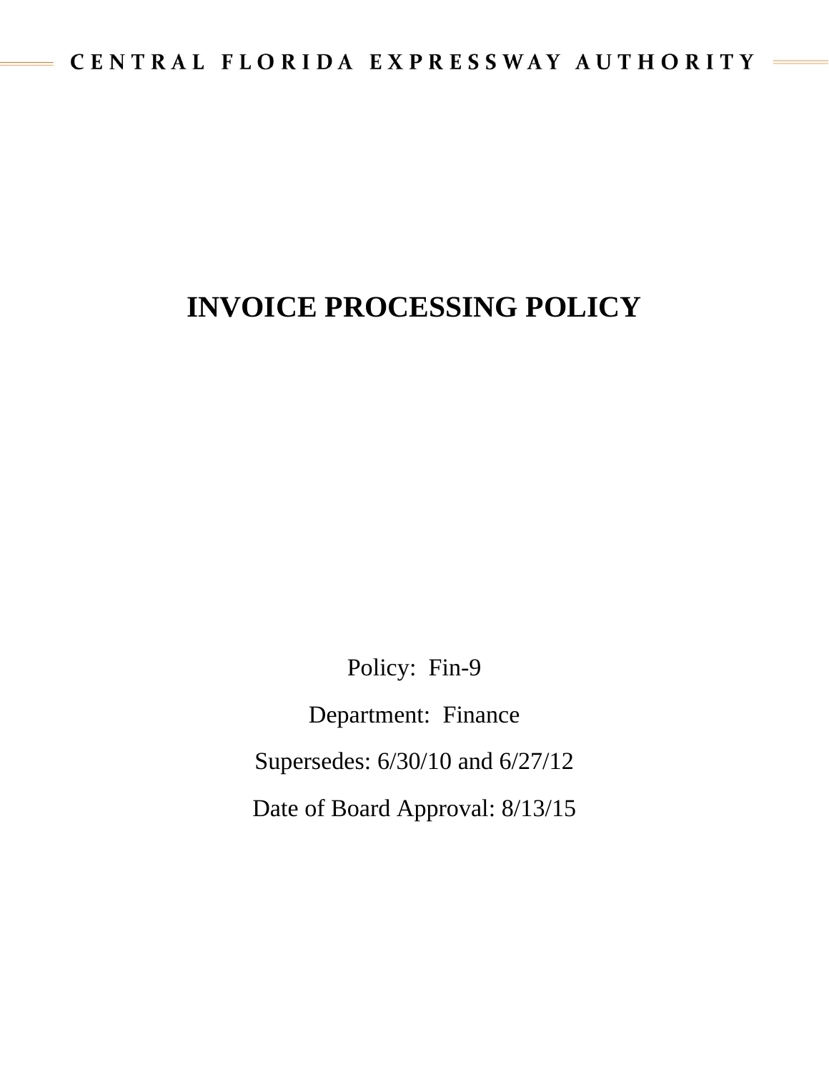CENTRAL FLORIDA EXPRESSWAY AUTHORITY

# INVOICE PROCESSING POLICY

Policy: Fin-9

Department: Finance

Supersedes: 6/30/10 and 6/27/12

Date of Board Approval: 8/13/15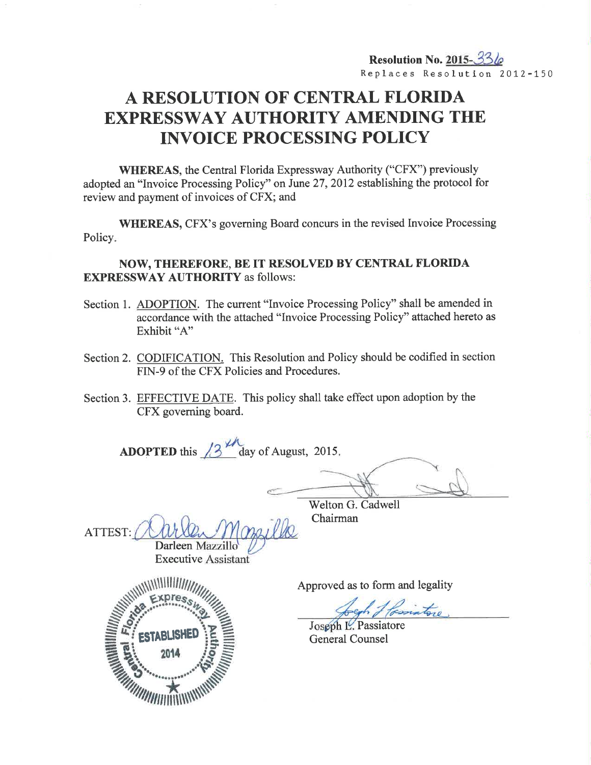**Resolution No. 2015-336**
Replaces Resolution 2012-150

# A RESOLUTION OF CENTRAL FLORIDA EXPRESSWAY AUTHORITY AMENDING THE INVOICE PROCESSING POLICY

**WHEREAS,** the Central Florida Expressway Authority ("CFX") previously adopted an "Invoice Processing Policy" on June 27, 2012 establishing the protocol for review and payment of invoices of CFX; and

**WHEREAS,** CFX's governing Board concurs in the revised Invoice Processing Policy.

**NOW, THEREFORE, BE IT RESOLVED BY CENTRAL FLORIDA EXPRESSWAY AUTHORITY** as follows:

Section 1. ADOPTION. The current "Invoice Processing Policy" shall be amended in accordance with the attached "Invoice Processing Policy" attached hereto as Exhibit "A"

Section 2. CODIFICATION. This Resolution and Policy should be codified in section FIN-9 of the CFX Policies and Procedures.

Section 3. EFFECTIVE DATE. This policy shall take effect upon adoption by the CFX governing board.

**ADOPTED** this 13th day of August, 2015.

Welton G. Cadwell
Chairman

ATTEST:
Darleen Mazzillo
Executive Assistant

Approved as to form and legality

Joseph L. Passiatore
General Counsel

Central Florida Expressway Authority
ESTABLISHED
2014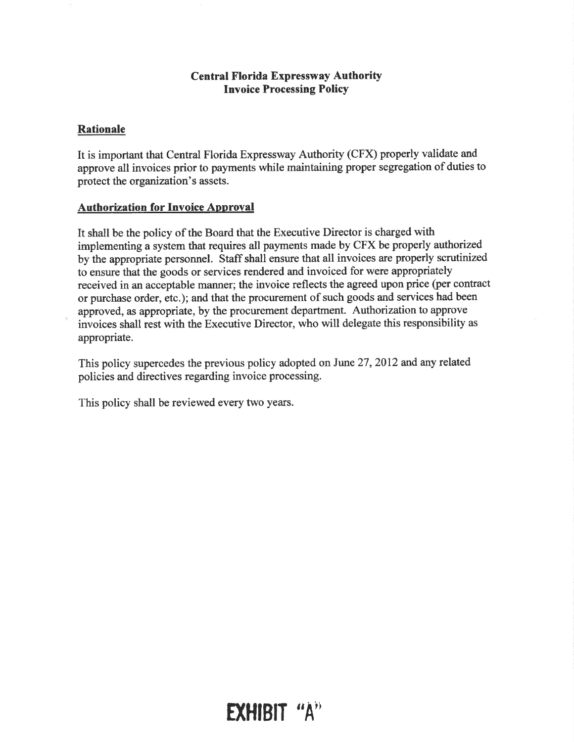# Central Florida Expressway Authority
# Invoice Processing Policy

## Rationale

It is important that Central Florida Expressway Authority (CFX) properly validate and approve all invoices prior to payments while maintaining proper segregation of duties to protect the organization's assets.

## Authorization for Invoice Approval

It shall be the policy of the Board that the Executive Director is charged with implementing a system that requires all payments made by CFX be properly authorized by the appropriate personnel. Staff shall ensure that all invoices are properly scrutinized to ensure that the goods or services rendered and invoiced for were appropriately received in an acceptable manner; the invoice reflects the agreed upon price (per contract or purchase order, etc.); and that the procurement of such goods and services had been approved, as appropriate, by the procurement department. Authorization to approve invoices shall rest with the Executive Director, who will delegate this responsibility as appropriate.

This policy supercedes the previous policy adopted on June 27, 2012 and any related policies and directives regarding invoice processing.

This policy shall be reviewed every two years.

**EXHIBIT "A"**